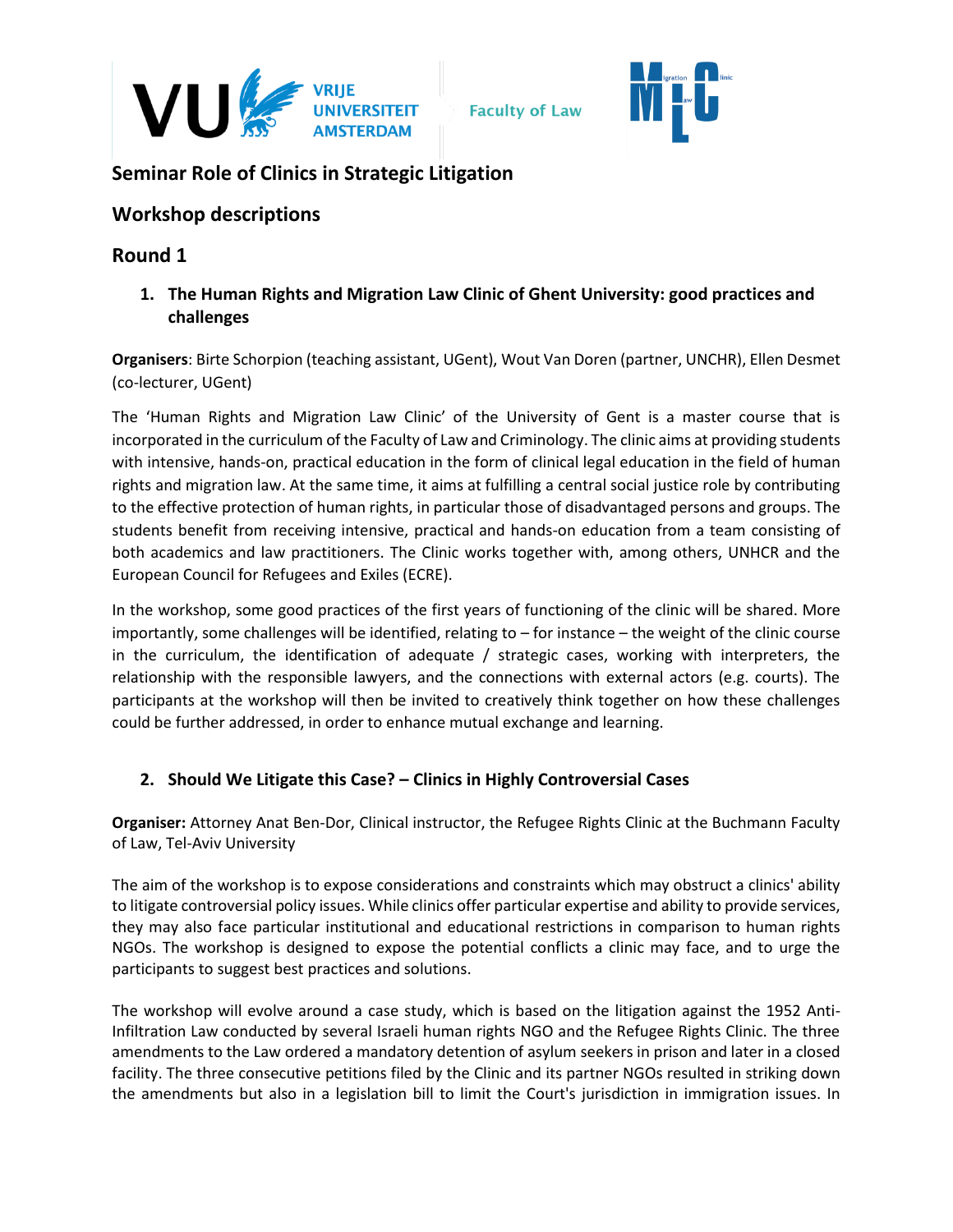# Seminar Role of Clinics in Strategic Litigation

## Workshop descriptions

## Round 1

1. **The Human Rights and Migration Law Clinic of Ghent University: good practices and challenges**

**Organisers**: Birte Schorpion (teaching assistant, UGent), Wout Van Doren (partner, UNCHR), Ellen Desmet (co-lecturer, UGent)

The 'Human Rights and Migration Law Clinic' of the University of Gent is a master course that is incorporated in the curriculum of the Faculty of Law and Criminology. The clinic aims at providing students with intensive, hands-on, practical education in the form of clinical legal education in the field of human rights and migration law. At the same time, it aims at fulfilling a central social justice role by contributing to the effective protection of human rights, in particular those of disadvantaged persons and groups. The students benefit from receiving intensive, practical and hands-on education from a team consisting of both academics and law practitioners. The Clinic works together with, among others, UNHCR and the European Council for Refugees and Exiles (ECRE).

In the workshop, some good practices of the first years of functioning of the clinic will be shared. More importantly, some challenges will be identified, relating to – for instance – the weight of the clinic course in the curriculum, the identification of adequate / strategic cases, working with interpreters, the relationship with the responsible lawyers, and the connections with external actors (e.g. courts). The participants at the workshop will then be invited to creatively think together on how these challenges could be further addressed, in order to enhance mutual exchange and learning.

2. **Should We Litigate this Case? – Clinics in Highly Controversial Cases**

**Organiser:** Attorney Anat Ben-Dor, Clinical instructor, the Refugee Rights Clinic at the Buchmann Faculty of Law, Tel-Aviv University

The aim of the workshop is to expose considerations and constraints which may obstruct a clinics' ability to litigate controversial policy issues. While clinics offer particular expertise and ability to provide services, they may also face particular institutional and educational restrictions in comparison to human rights NGOs. The workshop is designed to expose the potential conflicts a clinic may face, and to urge the participants to suggest best practices and solutions.

The workshop will evolve around a case study, which is based on the litigation against the 1952 Anti-Infiltration Law conducted by several Israeli human rights NGO and the Refugee Rights Clinic. The three amendments to the Law ordered a mandatory detention of asylum seekers in prison and later in a closed facility. The three consecutive petitions filed by the Clinic and its partner NGOs resulted in striking down the amendments but also in a legislation bill to limit the Court's jurisdiction in immigration issues. In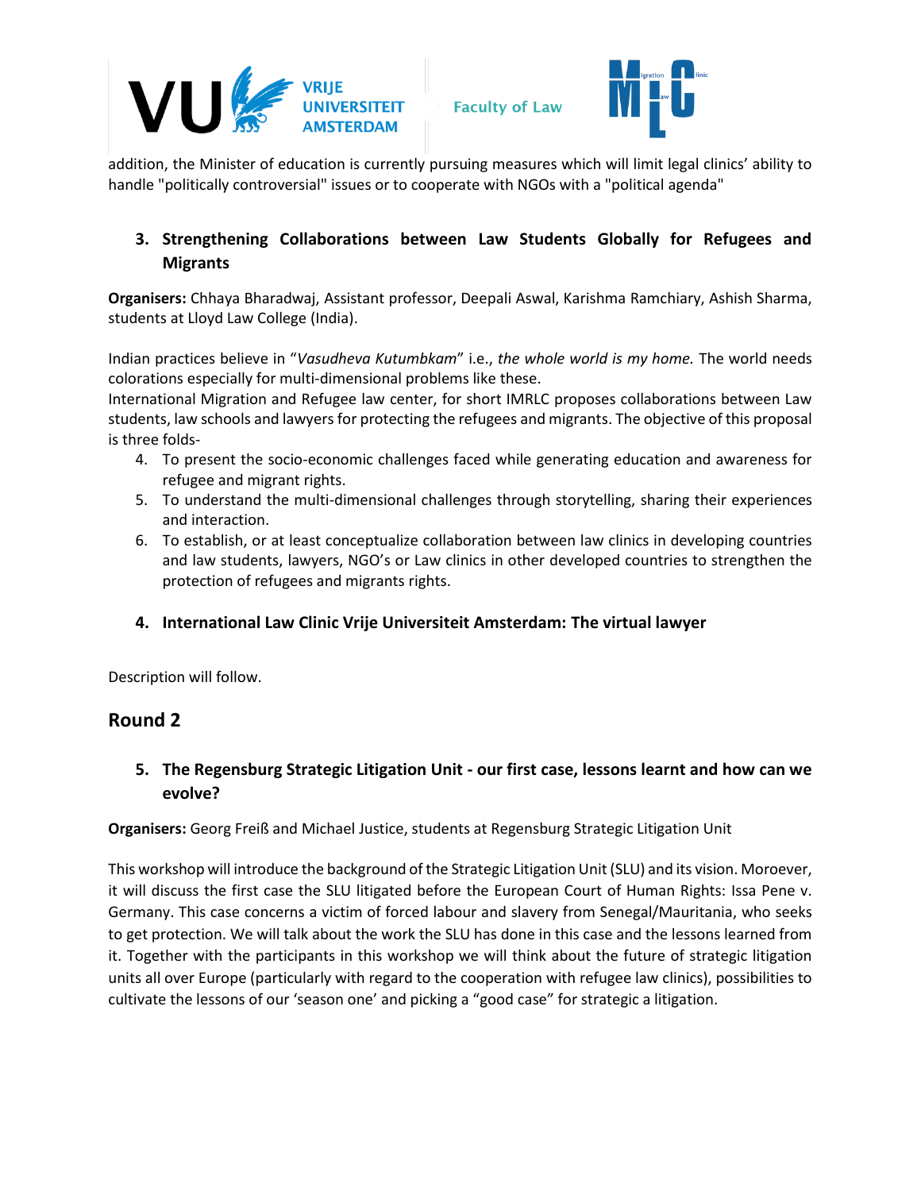addition, the Minister of education is currently pursuing measures which will limit legal clinics' ability to handle "politically controversial" issues or to cooperate with NGOs with a "political agenda"

### 3. Strengthening Collaborations between Law Students Globally for Refugees and Migrants

**Organisers:** Chhaya Bharadwaj, Assistant professor, Deepali Aswal, Karishma Ramchiary, Ashish Sharma, students at Lloyd Law College (India).

Indian practices believe in "*Vasudheva Kutumbkam*" i.e., *the whole world is my home.* The world needs colorations especially for multi-dimensional problems like these.
International Migration and Refugee law center, for short IMRLC proposes collaborations between Law students, law schools and lawyers for protecting the refugees and migrants. The objective of this proposal is three folds-

4. To present the socio-economic challenges faced while generating education and awareness for refugee and migrant rights.
5. To understand the multi-dimensional challenges through storytelling, sharing their experiences and interaction.
6. To establish, or at least conceptualize collaboration between law clinics in developing countries and law students, lawyers, NGO's or Law clinics in other developed countries to strengthen the protection of refugees and migrants rights.

### 4. International Law Clinic Vrije Universiteit Amsterdam: The virtual lawyer

Description will follow.

## Round 2

### 5. The Regensburg Strategic Litigation Unit - our first case, lessons learnt and how can we evolve?

**Organisers:** Georg Freiß and Michael Justice, students at Regensburg Strategic Litigation Unit

This workshop will introduce the background of the Strategic Litigation Unit (SLU) and its vision. Moroever, it will discuss the first case the SLU litigated before the European Court of Human Rights: Issa Pene v. Germany. This case concerns a victim of forced labour and slavery from Senegal/Mauritania, who seeks to get protection. We will talk about the work the SLU has done in this case and the lessons learned from it. Together with the participants in this workshop we will think about the future of strategic litigation units all over Europe (particularly with regard to the cooperation with refugee law clinics), possibilities to cultivate the lessons of our 'season one' and picking a "good case" for strategic a litigation.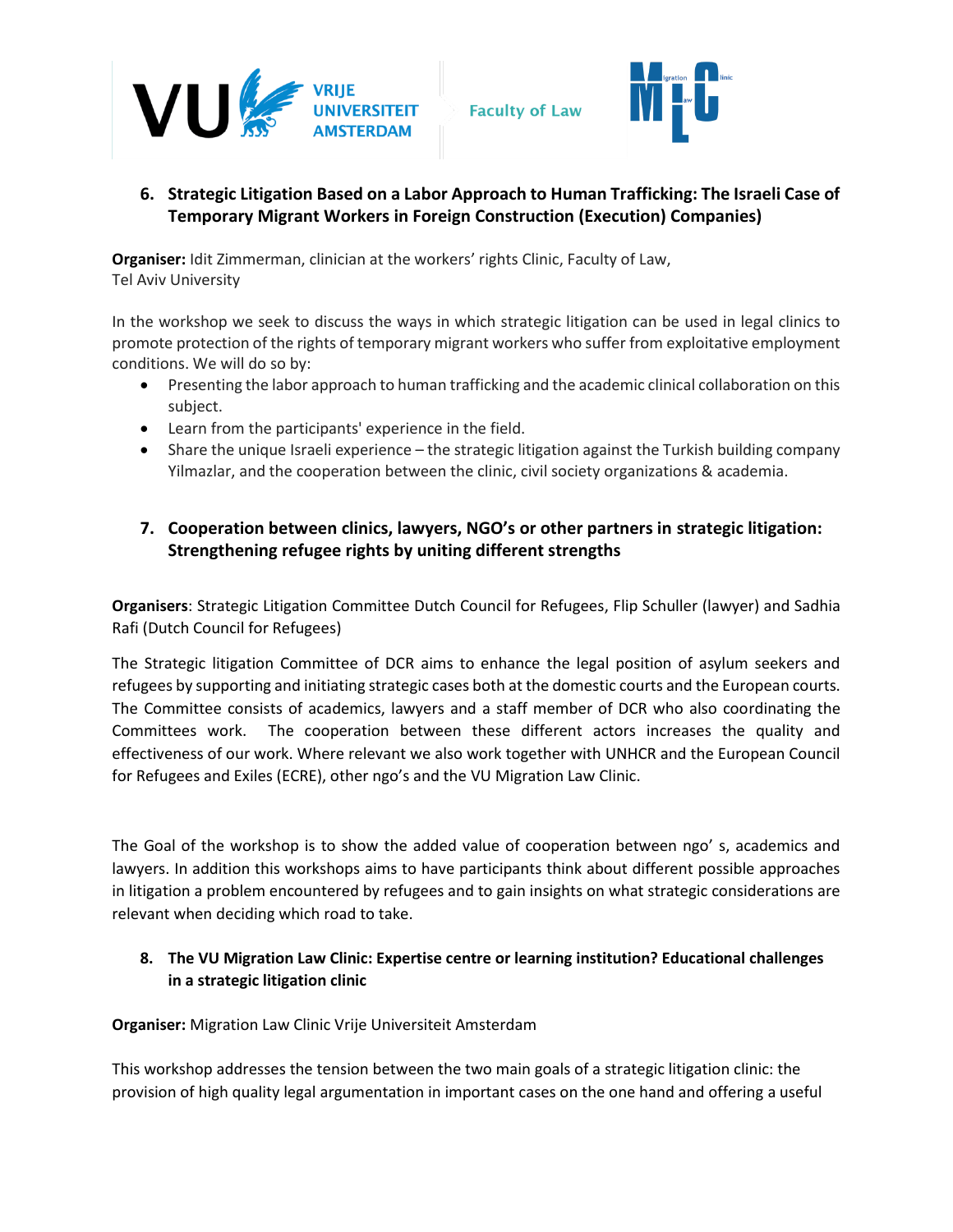## 6. Strategic Litigation Based on a Labor Approach to Human Trafficking: The Israeli Case of Temporary Migrant Workers in Foreign Construction (Execution) Companies

**Organiser:** Idit Zimmerman, clinician at the workers' rights Clinic, Faculty of Law, Tel Aviv University

In the workshop we seek to discuss the ways in which strategic litigation can be used in legal clinics to promote protection of the rights of temporary migrant workers who suffer from exploitative employment conditions. We will do so by:

- Presenting the labor approach to human trafficking and the academic clinical collaboration on this subject.
- Learn from the participants' experience in the field.
- Share the unique Israeli experience – the strategic litigation against the Turkish building company Yilmazlar, and the cooperation between the clinic, civil society organizations & academia.

## 7. Cooperation between clinics, lawyers, NGO's or other partners in strategic litigation: Strengthening refugee rights by uniting different strengths

**Organisers**: Strategic Litigation Committee Dutch Council for Refugees, Flip Schuller (lawyer) and Sadhia Rafi (Dutch Council for Refugees)

The Strategic litigation Committee of DCR aims to enhance the legal position of asylum seekers and refugees by supporting and initiating strategic cases both at the domestic courts and the European courts. The Committee consists of academics, lawyers and a staff member of DCR who also coordinating the Committees work. The cooperation between these different actors increases the quality and effectiveness of our work. Where relevant we also work together with UNHCR and the European Council for Refugees and Exiles (ECRE), other ngo's and the VU Migration Law Clinic.

The Goal of the workshop is to show the added value of cooperation between ngo' s, academics and lawyers. In addition this workshops aims to have participants think about different possible approaches in litigation a problem encountered by refugees and to gain insights on what strategic considerations are relevant when deciding which road to take.

## 8. The VU Migration Law Clinic: Expertise centre or learning institution? Educational challenges in a strategic litigation clinic

**Organiser:** Migration Law Clinic Vrije Universiteit Amsterdam

This workshop addresses the tension between the two main goals of a strategic litigation clinic: the provision of high quality legal argumentation in important cases on the one hand and offering a useful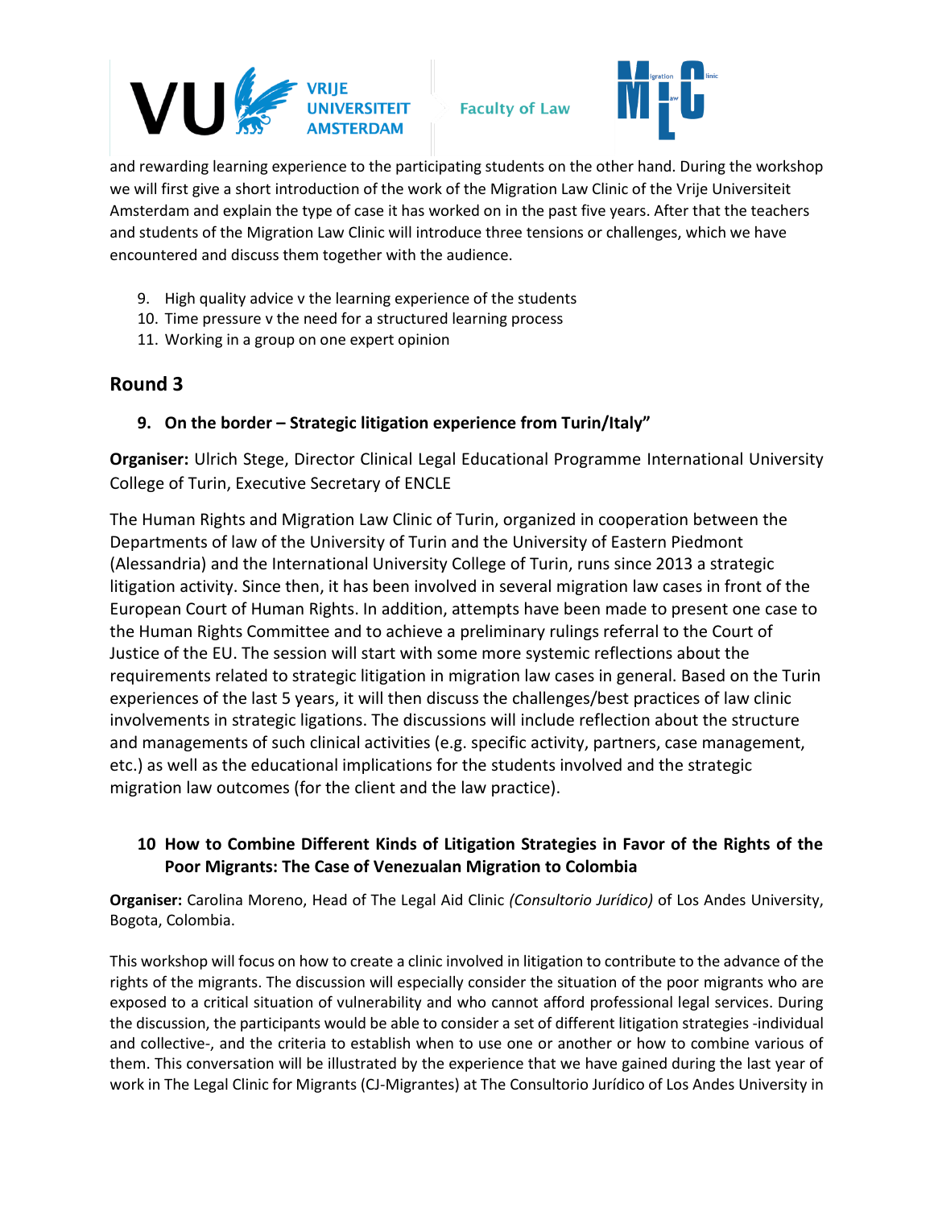and rewarding learning experience to the participating students on the other hand. During the workshop we will first give a short introduction of the work of the Migration Law Clinic of the Vrije Universiteit Amsterdam and explain the type of case it has worked on in the past five years. After that the teachers and students of the Migration Law Clinic will introduce three tensions or challenges, which we have encountered and discuss them together with the audience.

9. High quality advice v the learning experience of the students
10. Time pressure v the need for a structured learning process
11. Working in a group on one expert opinion

## Round 3

### 9. On the border – Strategic litigation experience from Turin/Italy"

**Organiser:** Ulrich Stege, Director Clinical Legal Educational Programme International University College of Turin, Executive Secretary of ENCLE

The Human Rights and Migration Law Clinic of Turin, organized in cooperation between the Departments of law of the University of Turin and the University of Eastern Piedmont (Alessandria) and the International University College of Turin, runs since 2013 a strategic litigation activity. Since then, it has been involved in several migration law cases in front of the European Court of Human Rights. In addition, attempts have been made to present one case to the Human Rights Committee and to achieve a preliminary rulings referral to the Court of Justice of the EU. The session will start with some more systemic reflections about the requirements related to strategic litigation in migration law cases in general. Based on the Turin experiences of the last 5 years, it will then discuss the challenges/best practices of law clinic involvements in strategic ligations. The discussions will include reflection about the structure and managements of such clinical activities (e.g. specific activity, partners, case management, etc.) as well as the educational implications for the students involved and the strategic migration law outcomes (for the client and the law practice).

### 10 How to Combine Different Kinds of Litigation Strategies in Favor of the Rights of the Poor Migrants: The Case of Venezualan Migration to Colombia

**Organiser:** Carolina Moreno, Head of The Legal Aid Clinic *(Consultorio Jurídico)* of Los Andes University, Bogota, Colombia.

This workshop will focus on how to create a clinic involved in litigation to contribute to the advance of the rights of the migrants. The discussion will especially consider the situation of the poor migrants who are exposed to a critical situation of vulnerability and who cannot afford professional legal services. During the discussion, the participants would be able to consider a set of different litigation strategies -individual and collective-, and the criteria to establish when to use one or another or how to combine various of them. This conversation will be illustrated by the experience that we have gained during the last year of work in The Legal Clinic for Migrants (CJ-Migrantes) at The Consultorio Jurídico of Los Andes University in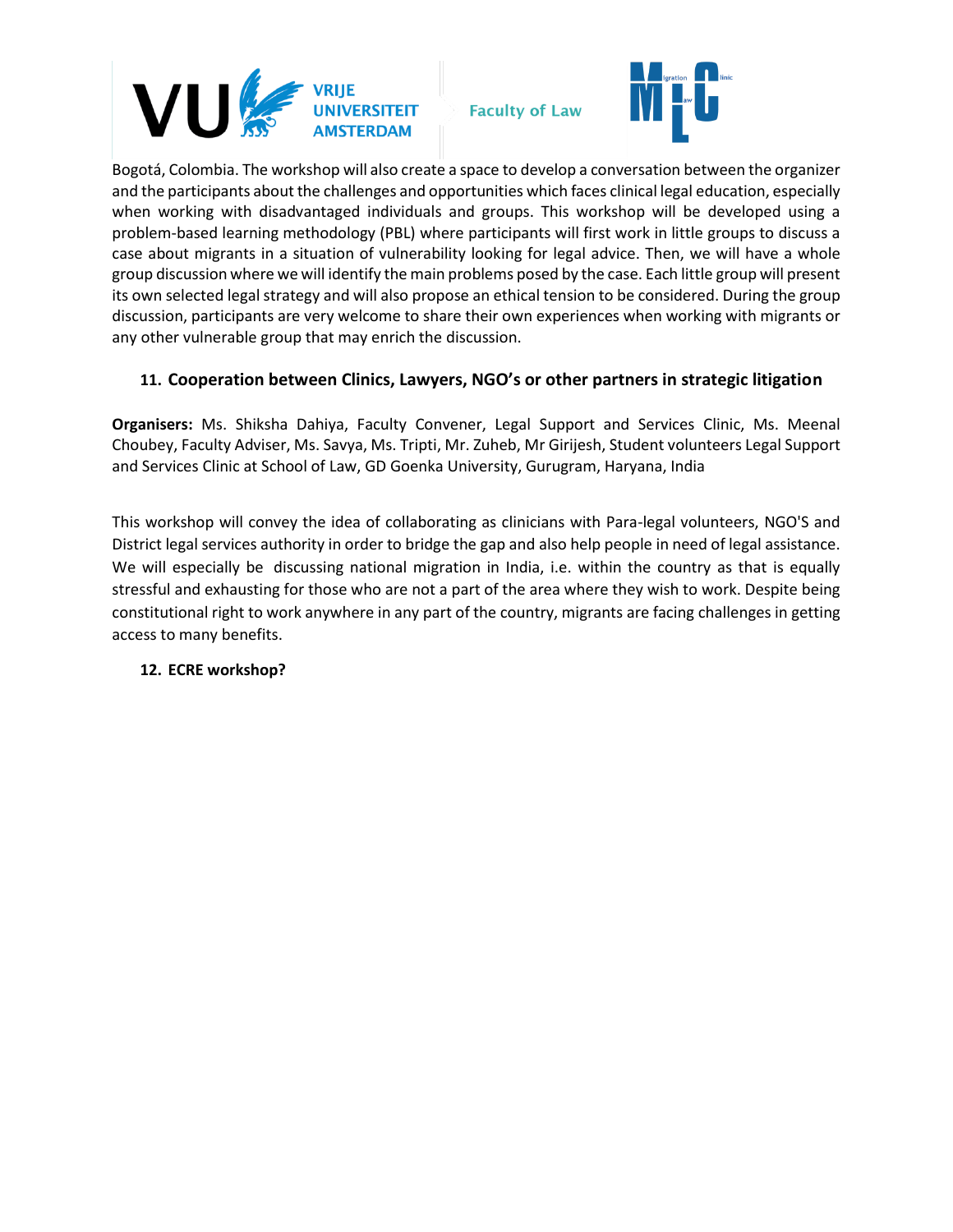Bogotá, Colombia. The workshop will also create a space to develop a conversation between the organizer and the participants about the challenges and opportunities which faces clinical legal education, especially when working with disadvantaged individuals and groups. This workshop will be developed using a problem-based learning methodology (PBL) where participants will first work in little groups to discuss a case about migrants in a situation of vulnerability looking for legal advice. Then, we will have a whole group discussion where we will identify the main problems posed by the case. Each little group will present its own selected legal strategy and will also propose an ethical tension to be considered. During the group discussion, participants are very welcome to share their own experiences when working with migrants or any other vulnerable group that may enrich the discussion.

### 11. Cooperation between Clinics, Lawyers, NGO's or other partners in strategic litigation

**Organisers:** Ms. Shiksha Dahiya, Faculty Convener, Legal Support and Services Clinic, Ms. Meenal Choubey, Faculty Adviser, Ms. Savya, Ms. Tripti, Mr. Zuheb, Mr Girijesh, Student volunteers Legal Support and Services Clinic at School of Law, GD Goenka University, Gurugram, Haryana, India

This workshop will convey the idea of collaborating as clinicians with Para-legal volunteers, NGO'S and District legal services authority in order to bridge the gap and also help people in need of legal assistance. We will especially be discussing national migration in India, i.e. within the country as that is equally stressful and exhausting for those who are not a part of the area where they wish to work. Despite being constitutional right to work anywhere in any part of the country, migrants are facing challenges in getting access to many benefits.

### 12. ECRE workshop?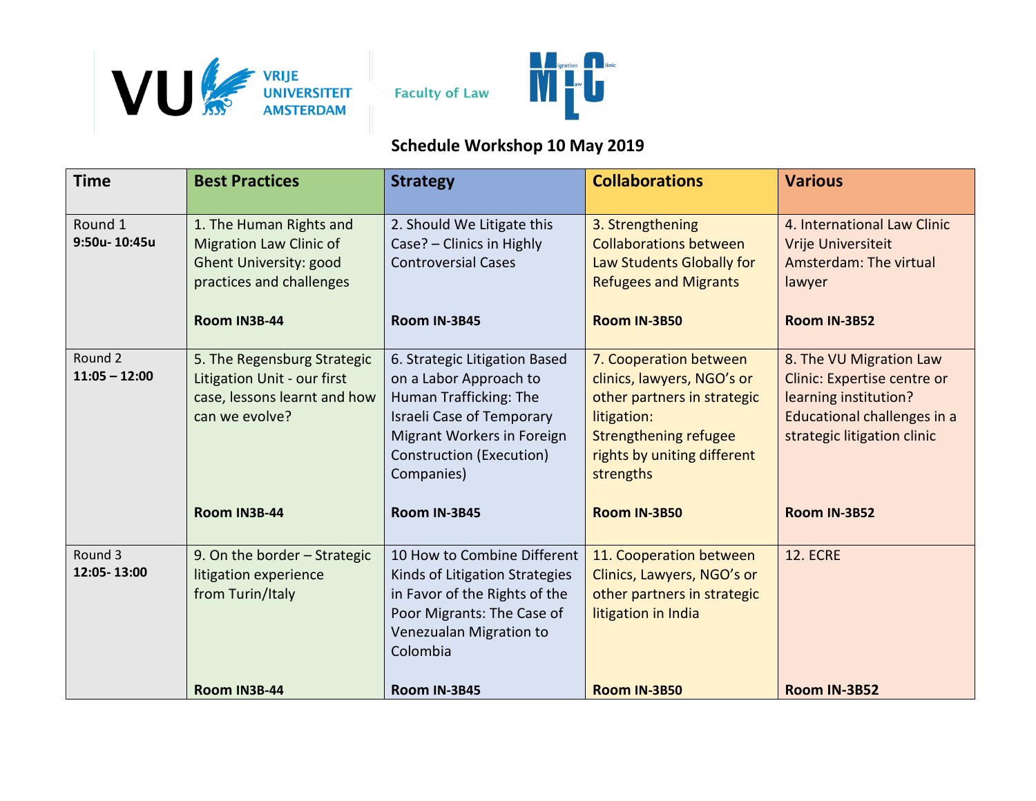VU VRIJE UNIVERSITEIT AMSTERDAM

Faculty of Law

## Schedule Workshop 10 May 2019

| Time | Best Practices | Strategy | Collaborations | Various |
|---|---|---|---|---|
| Round 1 **9:50u- 10:45u** | 1. The Human Rights and Migration Law Clinic of Ghent University: good practices and challenges **Room IN3B-44** | 2. Should We Litigate this Case? – Clinics in Highly Controversial Cases **Room IN-3B45** | 3. Strengthening Collaborations between Law Students Globally for Refugees and Migrants **Room IN-3B50** | 4. International Law Clinic Vrije Universiteit Amsterdam: The virtual lawyer **Room IN-3B52** |
| Round 2 **11:05 – 12:00** | 5. The Regensburg Strategic Litigation Unit - our first case, lessons learnt and how can we evolve? **Room IN3B-44** | 6. Strategic Litigation Based on a Labor Approach to Human Trafficking: The Israeli Case of Temporary Migrant Workers in Foreign Construction (Execution) Companies) **Room IN-3B45** | 7. Cooperation between clinics, lawyers, NGO's or other partners in strategic litigation: Strengthening refugee rights by uniting different strengths **Room IN-3B50** | 8. The VU Migration Law Clinic: Expertise centre or learning institution? Educational challenges in a strategic litigation clinic **Room IN-3B52** |
| Round 3 **12:05- 13:00** | 9. On the border – Strategic litigation experience from Turin/Italy **Room IN3B-44** | 10 How to Combine Different Kinds of Litigation Strategies in Favor of the Rights of the Poor Migrants: The Case of Venezualan Migration to Colombia **Room IN-3B45** | 11. Cooperation between Clinics, Lawyers, NGO's or other partners in strategic litigation in India **Room IN-3B50** | 12. ECRE **Room IN-3B52** |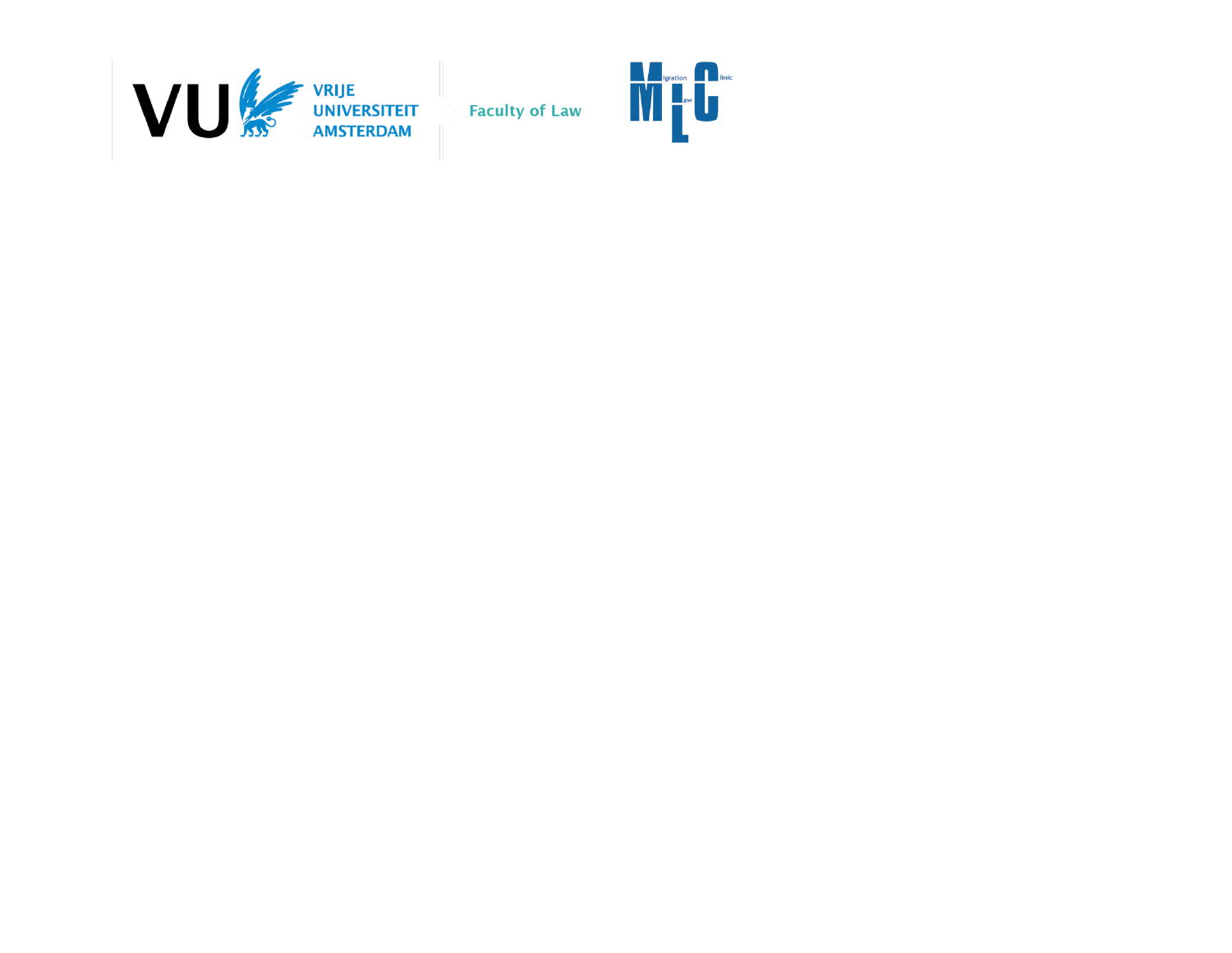VU VRIJE UNIVERSITEIT AMSTERDAM

Faculty of Law

Migration Law Clinic